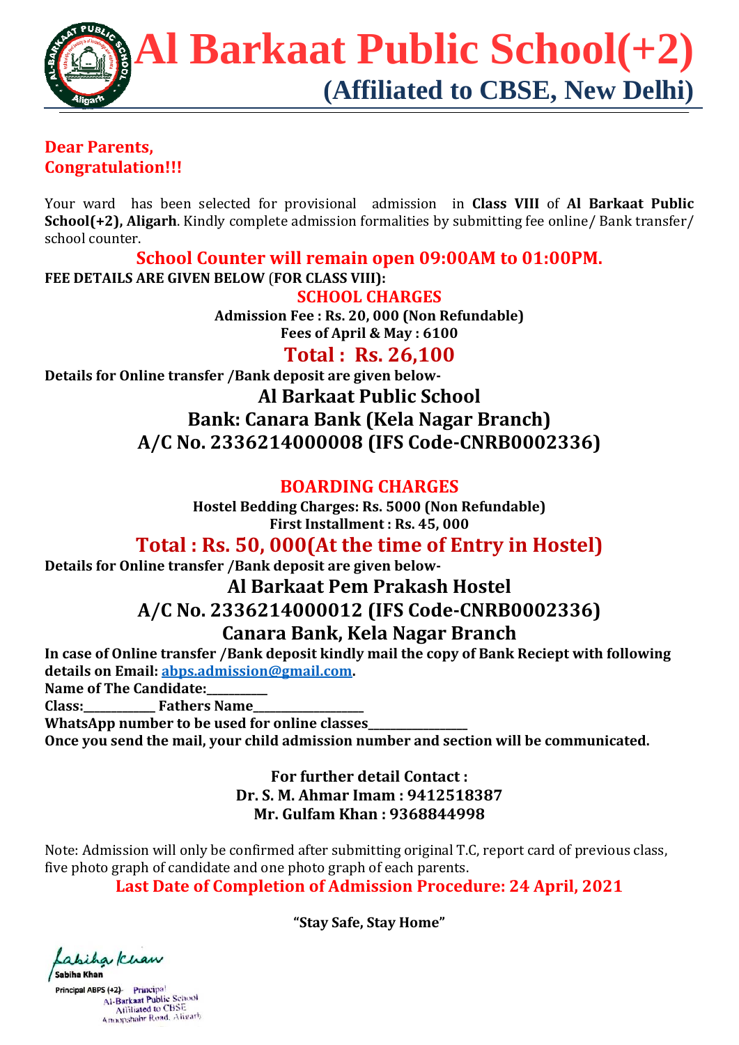# Al Barkaat Public School(+2)

## (Affiliated to CBSE, New Delhi)

**Dear Parents,**
**Congratulation!!!**

Your ward has been selected for provisional admission in **Class VIII** of **Al Barkaat Public School(+2), Aligarh**. Kindly complete admission formalities by submitting fee online/ Bank transfer/ school counter.

**School Counter will remain open 09:00AM to 01:00PM.**

**FEE DETAILS ARE GIVEN BELOW (FOR CLASS VIII):**

**SCHOOL CHARGES**

**Admission Fee : Rs. 20, 000 (Non Refundable)**
**Fees of April & May : 6100**

**Total : Rs. 26,100**

**Details for Online transfer /Bank deposit are given below-**

**Al Barkaat Public School**
**Bank: Canara Bank (Kela Nagar Branch)**
**A/C No. 2336214000008 (IFS Code-CNRB0002336)**

**BOARDING CHARGES**

**Hostel Bedding Charges: Rs. 5000 (Non Refundable)**
**First Installment : Rs. 45, 000**

**Total : Rs. 50, 000(At the time of Entry in Hostel)**

**Details for Online transfer /Bank deposit are given below-**

**Al Barkaat Pem Prakash Hostel**
**A/C No. 2336214000012 (IFS Code-CNRB0002336)**
**Canara Bank, Kela Nagar Branch**

**In case of Online transfer /Bank deposit kindly mail the copy of Bank Reciept with following details on Email: abps.admission@gmail.com.**

**Name of The Candidate:__________**
**Class:____________ Fathers Name__________________**
**WhatsApp number to be used for online classes________________**
**Once you send the mail, your child admission number and section will be communicated.**

**For further detail Contact :**
**Dr. S. M. Ahmar Imam : 9412518387**
**Mr. Gulfam Khan : 9368844998**

Note: Admission will only be confirmed after submitting original T.C, report card of previous class, five photo graph of candidate and one photo graph of each parents.

**Last Date of Completion of Admission Procedure: 24 April, 2021**

**"Stay Safe, Stay Home"**

Sabiha Khan
Principal ABPS (+2)
Principal
Al-Barkaat Public School
Affiliated to CBSE
Anoopshahr Road, Aligarh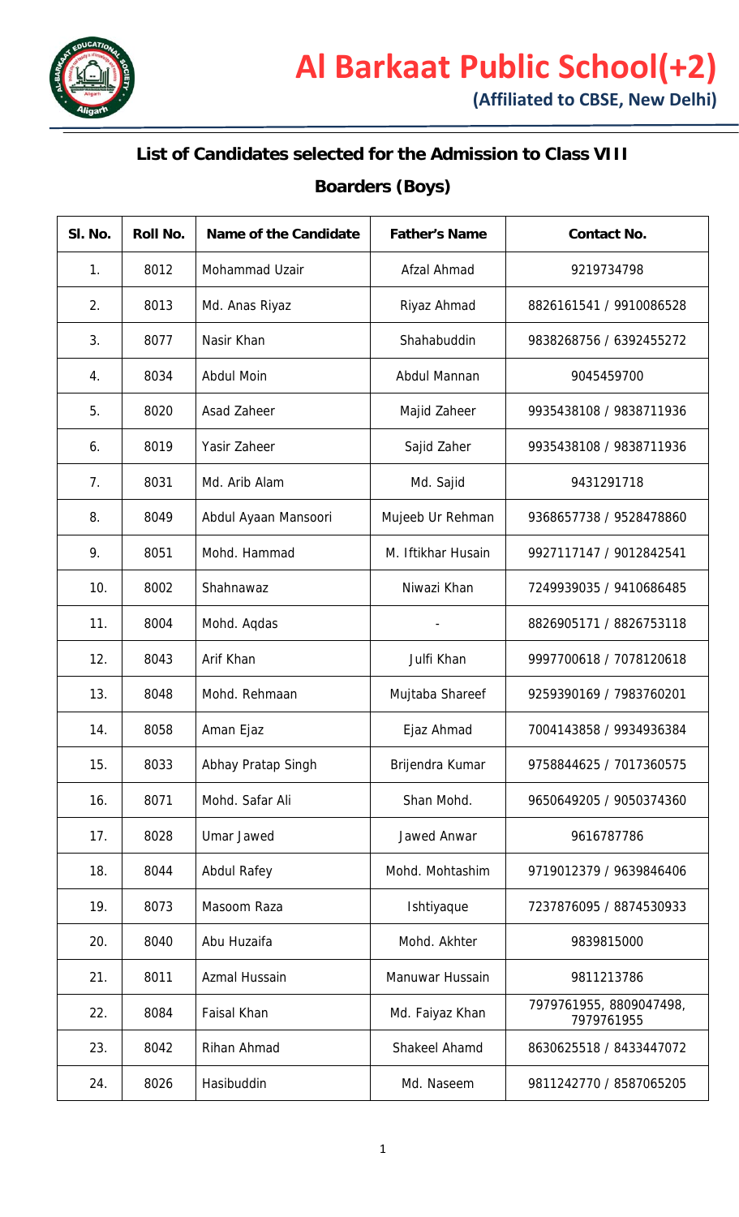# Al Barkaat Public School(+2)

**(Affiliated to CBSE, New Delhi)**

## List of Candidates selected for the Admission to Class VIII

## Boarders (Boys)

| Sl. No. | Roll No. | Name of the Candidate | Father's Name | Contact No. |
|---|---|---|---|---|
| 1. | 8012 | Mohammad Uzair | Afzal Ahmad | 9219734798 |
| 2. | 8013 | Md. Anas Riyaz | Riyaz Ahmad | 8826161541 / 9910086528 |
| 3. | 8077 | Nasir Khan | Shahabuddin | 9838268756 / 6392455272 |
| 4. | 8034 | Abdul Moin | Abdul Mannan | 9045459700 |
| 5. | 8020 | Asad Zaheer | Majid Zaheer | 9935438108 / 9838711936 |
| 6. | 8019 | Yasir Zaheer | Sajid Zaher | 9935438108 / 9838711936 |
| 7. | 8031 | Md. Arib Alam | Md. Sajid | 9431291718 |
| 8. | 8049 | Abdul Ayaan Mansoori | Mujeeb Ur Rehman | 9368657738 / 9528478860 |
| 9. | 8051 | Mohd. Hammad | M. Iftikhar Husain | 9927117147 / 9012842541 |
| 10. | 8002 | Shahnawaz | Niwazi Khan | 7249939035 / 9410686485 |
| 11. | 8004 | Mohd. Aqdas | - | 8826905171 / 8826753118 |
| 12. | 8043 | Arif Khan | Julfi Khan | 9997700618 / 7078120618 |
| 13. | 8048 | Mohd. Rehmaan | Mujtaba Shareef | 9259390169 / 7983760201 |
| 14. | 8058 | Aman Ejaz | Ejaz Ahmad | 7004143858 / 9934936384 |
| 15. | 8033 | Abhay Pratap Singh | Brijendra Kumar | 9758844625 / 7017360575 |
| 16. | 8071 | Mohd. Safar Ali | Shan Mohd. | 9650649205 / 9050374360 |
| 17. | 8028 | Umar Jawed | Jawed Anwar | 9616787786 |
| 18. | 8044 | Abdul Rafey | Mohd. Mohtashim | 9719012379 / 9639846406 |
| 19. | 8073 | Masoom Raza | Ishtiyaque | 7237876095 / 8874530933 |
| 20. | 8040 | Abu Huzaifa | Mohd. Akhter | 9839815000 |
| 21. | 8011 | Azmal Hussain | Manuwar Hussain | 9811213786 |
| 22. | 8084 | Faisal Khan | Md. Faiyaz Khan | 7979761955, 8809047498, 7979761955 |
| 23. | 8042 | Rihan Ahmad | Shakeel Ahamd | 8630625518 / 8433447072 |
| 24. | 8026 | Hasibuddin | Md. Naseem | 9811242770 / 8587065205 |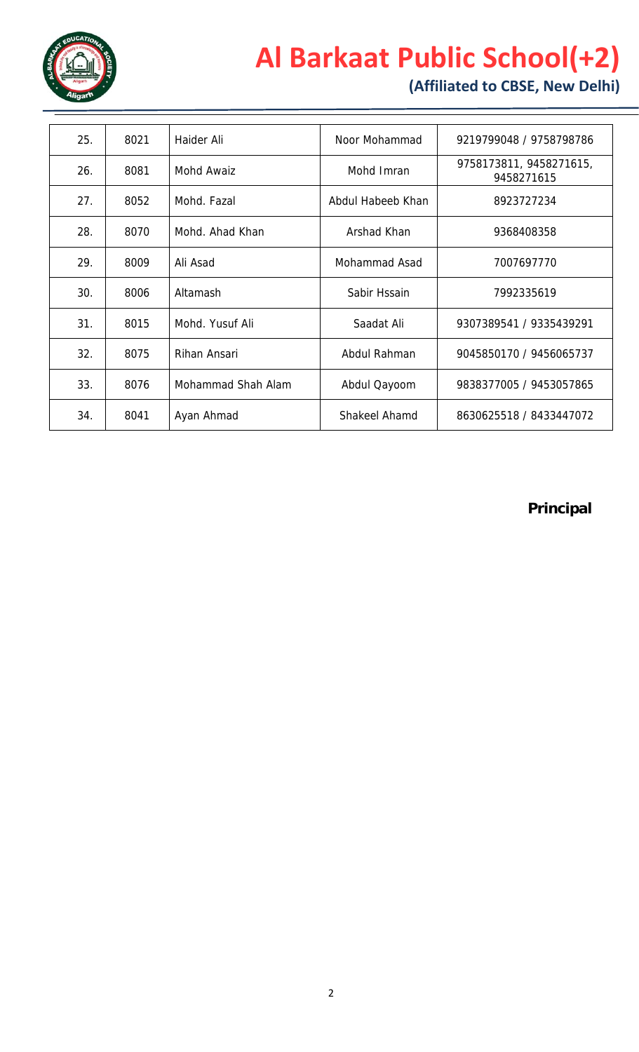# Al Barkaat Public School(+2)

**(Affiliated to CBSE, New Delhi)**

| | | | | |
|---|---|---|---|---|
| 25. | 8021 | Haider Ali | Noor Mohammad | 9219799048 / 9758798786 |
| 26. | 8081 | Mohd Awaiz | Mohd Imran | 9758173811, 9458271615, 9458271615 |
| 27. | 8052 | Mohd. Fazal | Abdul Habeeb Khan | 8923727234 |
| 28. | 8070 | Mohd. Ahad Khan | Arshad Khan | 9368408358 |
| 29. | 8009 | Ali Asad | Mohammad Asad | 7007697770 |
| 30. | 8006 | Altamash | Sabir Hssain | 7992335619 |
| 31. | 8015 | Mohd. Yusuf Ali | Saadat Ali | 9307389541 / 9335439291 |
| 32. | 8075 | Rihan Ansari | Abdul Rahman | 9045850170 / 9456065737 |
| 33. | 8076 | Mohammad Shah Alam | Abdul Qayoom | 9838377005 / 9453057865 |
| 34. | 8041 | Ayan Ahmad | Shakeel Ahamd | 8630625518 / 8433447072 |

**Principal**